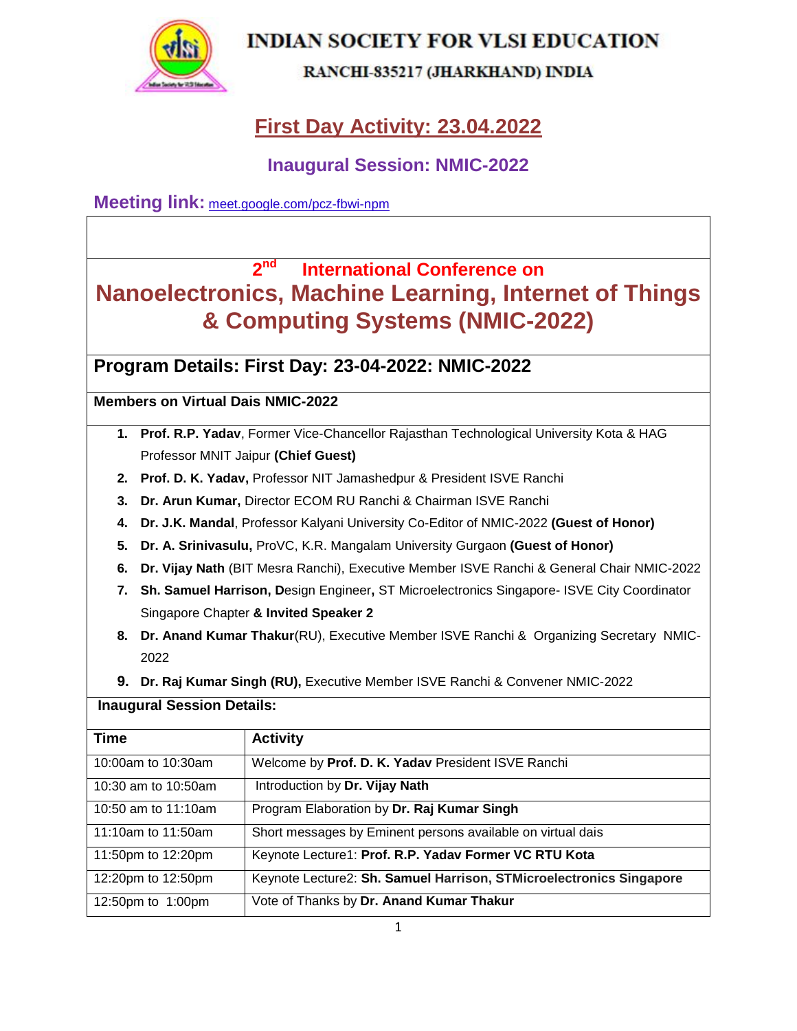**INDIAN SOCIETY FOR VLSI EDUCATION**

**RANCHI-835217 (JHARKHAND) INDIA**

# First Day Activity: 23.04.2022

## Inaugural Session: NMIC-2022

**Meeting link:** meet.google.com/pcz-fbwi-npm

## 2nd International Conference on

# Nanoelectronics, Machine Learning, Internet of Things & Computing Systems (NMIC-2022)

## Program Details: First Day: 23-04-2022: NMIC-2022

**Members on Virtual Dais NMIC-2022**

1. **Prof. R.P. Yadav**, Former Vice-Chancellor Rajasthan Technological University Kota & HAG Professor MNIT Jaipur **(Chief Guest)**
2. **Prof. D. K. Yadav,** Professor NIT Jamashedpur & President ISVE Ranchi
3. **Dr. Arun Kumar,** Director ECOM RU Ranchi & Chairman ISVE Ranchi
4. **Dr. J.K. Mandal**, Professor Kalyani University Co-Editor of NMIC-2022 **(Guest of Honor)**
5. **Dr. A. Srinivasulu,** ProVC, K.R. Mangalam University Gurgaon **(Guest of Honor)**
6. **Dr. Vijay Nath** (BIT Mesra Ranchi), Executive Member ISVE Ranchi & General Chair NMIC-2022
7. **Sh. Samuel Harrison, D**esign Engineer**,** ST Microelectronics Singapore- ISVE City Coordinator Singapore Chapter **& Invited Speaker 2**
8. **Dr. Anand Kumar Thakur**(RU), Executive Member ISVE Ranchi & Organizing Secretary NMIC-2022
9. **Dr. Raj Kumar Singh (RU),** Executive Member ISVE Ranchi & Convener NMIC-2022

**Inaugural Session Details:**

| Time | Activity |
|---|---|
| 10:00am to 10:30am | Welcome by **Prof. D. K. Yadav** President ISVE Ranchi |
| 10:30 am to 10:50am | Introduction by **Dr. Vijay Nath** |
| 10:50 am to 11:10am | Program Elaboration by **Dr. Raj Kumar Singh** |
| 11:10am to 11:50am | Short messages by Eminent persons available on virtual dais |
| 11:50pm to 12:20pm | Keynote Lecture1: **Prof. R.P. Yadav Former VC RTU Kota** |
| 12:20pm to 12:50pm | Keynote Lecture2: **Sh. Samuel Harrison, STMicroelectronics Singapore** |
| 12:50pm to 1:00pm | Vote of Thanks by **Dr. Anand Kumar Thakur** |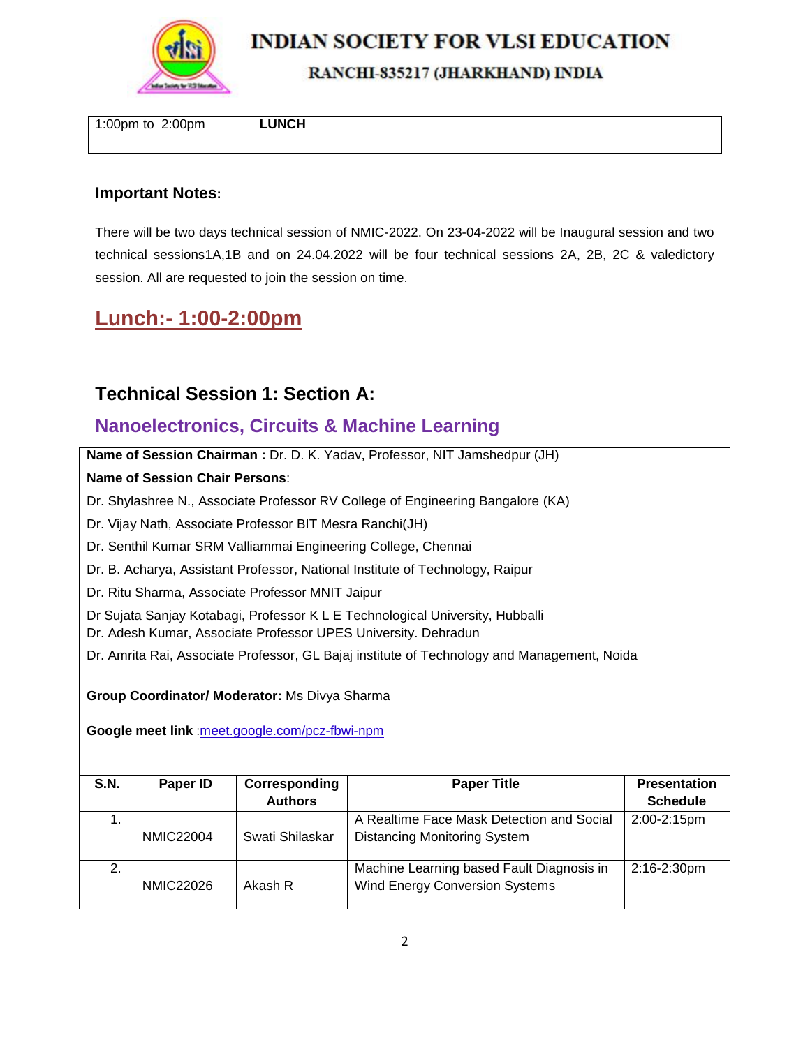| 1:00pm to 2:00pm | LUNCH |
|---|---|

### Important Notes:

There will be two days technical session of NMIC-2022. On 23-04-2022 will be Inaugural session and two technical sessions1A,1B and on 24.04.2022 will be four technical sessions 2A, 2B, 2C & valedictory session. All are requested to join the session on time.

## Lunch:- 1:00-2:00pm

## Technical Session 1: Section A:

### Nanoelectronics, Circuits & Machine Learning

**Name of Session Chairman :** Dr. D. K. Yadav, Professor, NIT Jamshedpur (JH)

**Name of Session Chair Persons**:

Dr. Shylashree N., Associate Professor RV College of Engineering Bangalore (KA)

Dr. Vijay Nath, Associate Professor BIT Mesra Ranchi(JH)

Dr. Senthil Kumar SRM Valliammai Engineering College, Chennai

Dr. B. Acharya, Assistant Professor, National Institute of Technology, Raipur

Dr. Ritu Sharma, Associate Professor MNIT Jaipur

Dr Sujata Sanjay Kotabagi, Professor K L E Technological University, Hubballi

Dr. Adesh Kumar, Associate Professor UPES University. Dehradun

Dr. Amrita Rai, Associate Professor, GL Bajaj institute of Technology and Management, Noida

**Group Coordinator/ Moderator:** Ms Divya Sharma

**Google meet link** :meet.google.com/pcz-fbwi-npm

| S.N. | Paper ID | Corresponding Authors | Paper Title | Presentation Schedule |
|---|---|---|---|---|
| 1. | NMIC22004 | Swati Shilaskar | A Realtime Face Mask Detection and Social Distancing Monitoring System | 2:00-2:15pm |
| 2. | NMIC22026 | Akash R | Machine Learning based Fault Diagnosis in Wind Energy Conversion Systems | 2:16-2:30pm |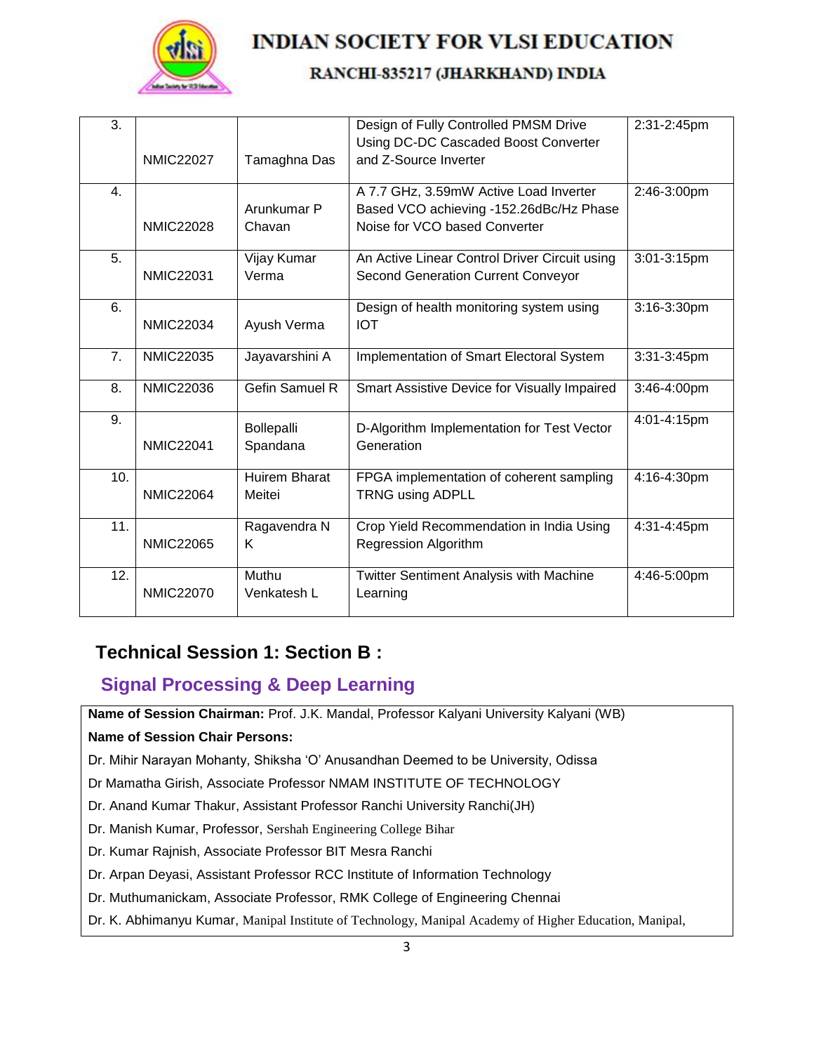| 3. | NMIC22027 | Tamaghna Das | Design of Fully Controlled PMSM Drive Using DC-DC Cascaded Boost Converter and Z-Source Inverter | 2:31-2:45pm |
|---|---|---|---|---|
| 4. | NMIC22028 | Arunkumar P Chavan | A 7.7 GHz, 3.59mW Active Load Inverter Based VCO achieving -152.26dBc/Hz Phase Noise for VCO based Converter | 2:46-3:00pm |
| 5. | NMIC22031 | Vijay Kumar Verma | An Active Linear Control Driver Circuit using Second Generation Current Conveyor | 3:01-3:15pm |
| 6. | NMIC22034 | Ayush Verma | Design of health monitoring system using IOT | 3:16-3:30pm |
| 7. | NMIC22035 | Jayavarshini A | Implementation of Smart Electoral System | 3:31-3:45pm |
| 8. | NMIC22036 | Gefin Samuel R | Smart Assistive Device for Visually Impaired | 3:46-4:00pm |
| 9. | NMIC22041 | Bollepalli Spandana | D-Algorithm Implementation for Test Vector Generation | 4:01-4:15pm |
| 10. | NMIC22064 | Huirem Bharat Meitei | FPGA implementation of coherent sampling TRNG using ADPLL | 4:16-4:30pm |
| 11. | NMIC22065 | Ragavendra N K | Crop Yield Recommendation in India Using Regression Algorithm | 4:31-4:45pm |
| 12. | NMIC22070 | Muthu Venkatesh L | Twitter Sentiment Analysis with Machine Learning | 4:46-5:00pm |

## Technical Session 1: Section B :

### Signal Processing & Deep Learning

**Name of Session Chairman:** Prof. J.K. Mandal, Professor Kalyani University Kalyani (WB)

**Name of Session Chair Persons:**

Dr. Mihir Narayan Mohanty, Shiksha 'O' Anusandhan Deemed to be University, Odissa

Dr Mamatha Girish, Associate Professor NMAM INSTITUTE OF TECHNOLOGY

Dr. Anand Kumar Thakur, Assistant Professor Ranchi University Ranchi(JH)

Dr. Manish Kumar, Professor, Sershah Engineering College Bihar

Dr. Kumar Rajnish, Associate Professor BIT Mesra Ranchi

Dr. Arpan Deyasi, Assistant Professor RCC Institute of Information Technology

Dr. Muthumanickam, Associate Professor, RMK College of Engineering Chennai

Dr. K. Abhimanyu Kumar, Manipal Institute of Technology, Manipal Academy of Higher Education, Manipal,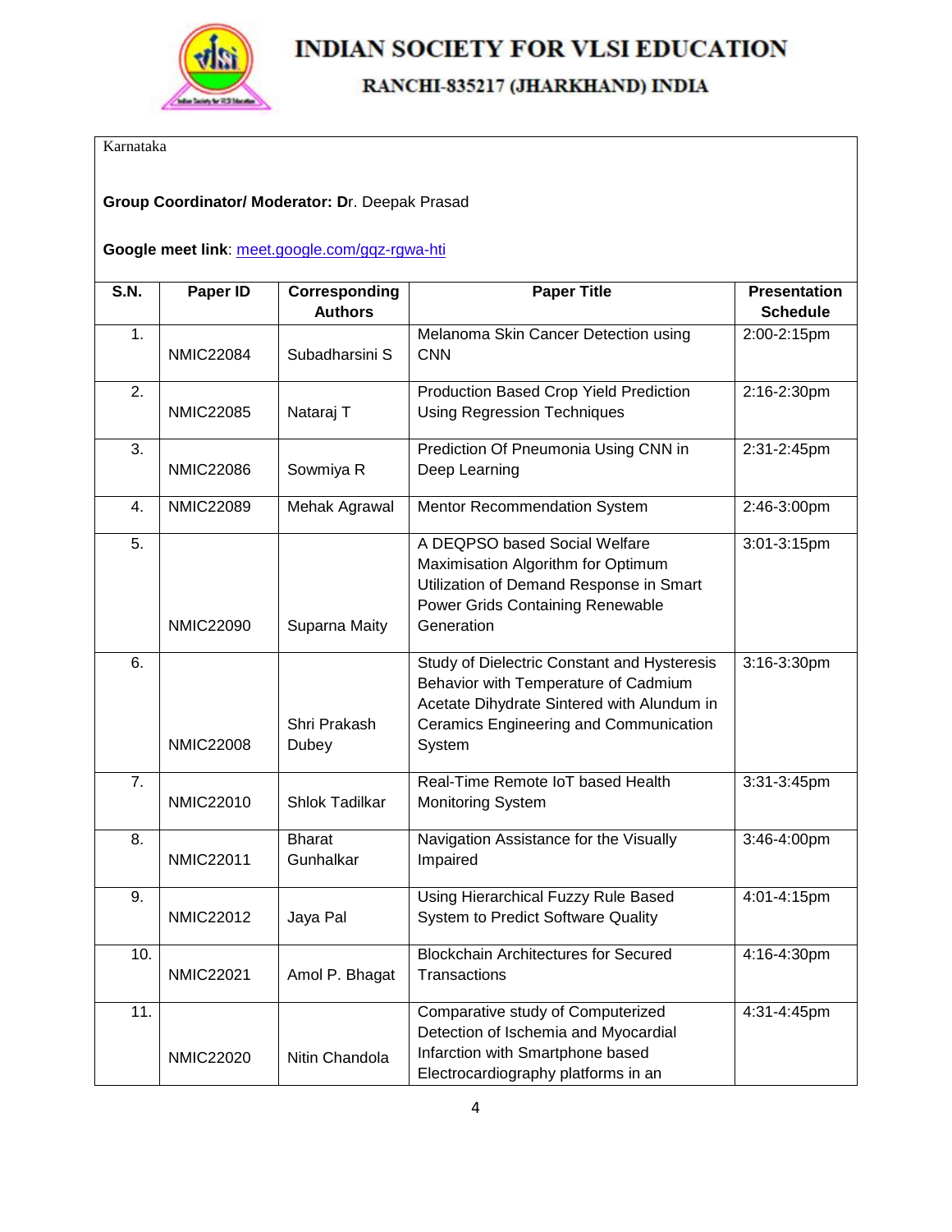# INDIAN SOCIETY FOR VLSI EDUCATION

## RANCHI-835217 (JHARKHAND) INDIA

Karnataka

**Group Coordinator/ Moderator: D**r. Deepak Prasad

**Google meet link**: meet.google.com/gqz-rgwa-hti

| S.N. | Paper ID | Corresponding Authors | Paper Title | Presentation Schedule |
|---|---|---|---|---|
| 1. | NMIC22084 | Subadharsini S | Melanoma Skin Cancer Detection using CNN | 2:00-2:15pm |
| 2. | NMIC22085 | Nataraj T | Production Based Crop Yield Prediction Using Regression Techniques | 2:16-2:30pm |
| 3. | NMIC22086 | Sowmiya R | Prediction Of Pneumonia Using CNN in Deep Learning | 2:31-2:45pm |
| 4. | NMIC22089 | Mehak Agrawal | Mentor Recommendation System | 2:46-3:00pm |
| 5. | NMIC22090 | Suparna Maity | A DEQPSO based Social Welfare Maximisation Algorithm for Optimum Utilization of Demand Response in Smart Power Grids Containing Renewable Generation | 3:01-3:15pm |
| 6. | NMIC22008 | Shri Prakash Dubey | Study of Dielectric Constant and Hysteresis Behavior with Temperature of Cadmium Acetate Dihydrate Sintered with Alundum in Ceramics Engineering and Communication System | 3:16-3:30pm |
| 7. | NMIC22010 | Shlok Tadilkar | Real-Time Remote IoT based Health Monitoring System | 3:31-3:45pm |
| 8. | NMIC22011 | Bharat Gunhalkar | Navigation Assistance for the Visually Impaired | 3:46-4:00pm |
| 9. | NMIC22012 | Jaya Pal | Using Hierarchical Fuzzy Rule Based System to Predict Software Quality | 4:01-4:15pm |
| 10. | NMIC22021 | Amol P. Bhagat | Blockchain Architectures for Secured Transactions | 4:16-4:30pm |
| 11. | NMIC22020 | Nitin Chandola | Comparative study of Computerized Detection of Ischemia and Myocardial Infarction with Smartphone based Electrocardiography platforms in an | 4:31-4:45pm |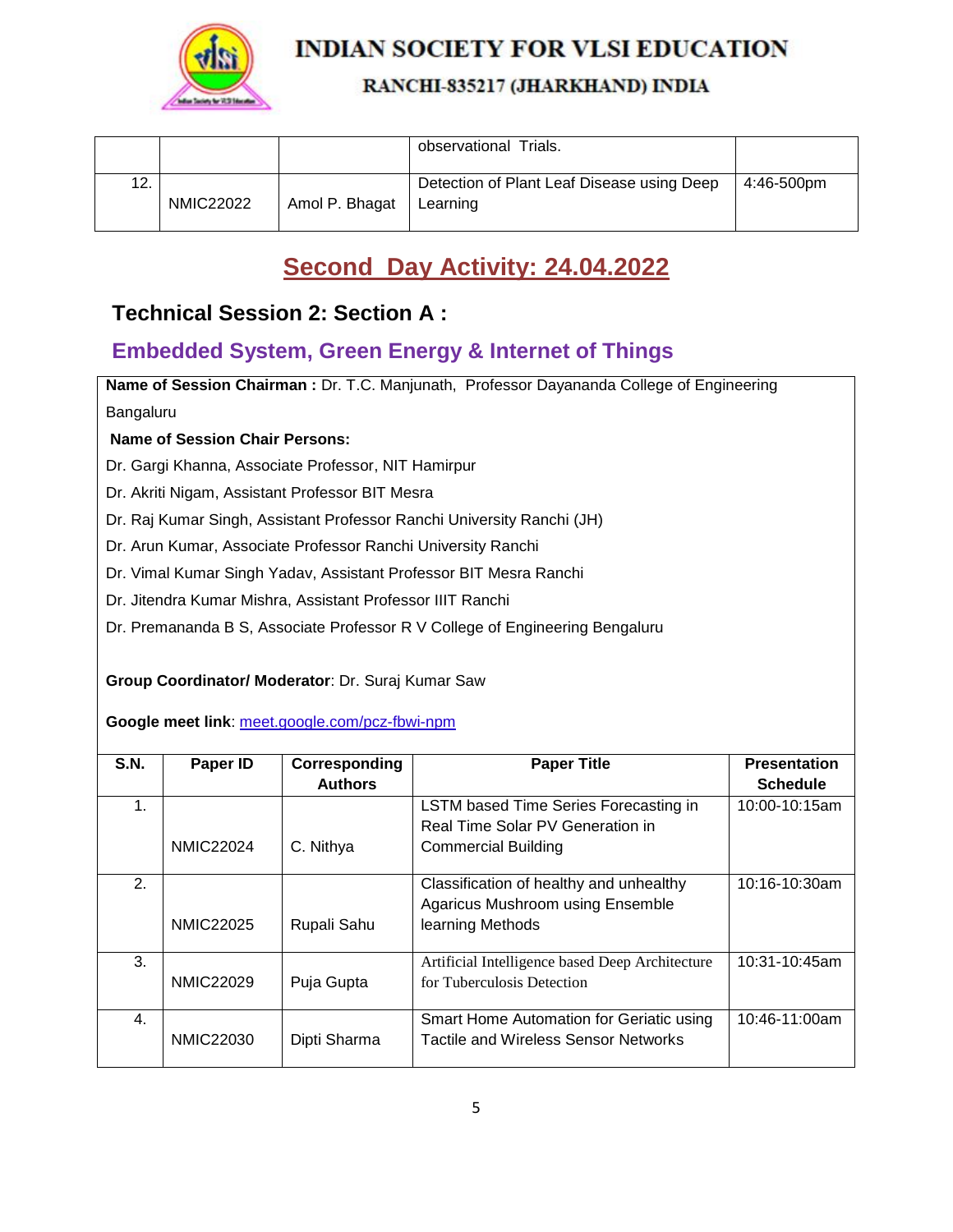| | | | observational Trials. | |
|---|---|---|---|---|
| 12. | NMIC22022 | Amol P. Bhagat | Detection of Plant Leaf Disease using Deep Learning | 4:46-500pm |

# Second Day Activity: 24.04.2022

## Technical Session 2: Section A :

### Embedded System, Green Energy & Internet of Things

**Name of Session Chairman :** Dr. T.C. Manjunath, Professor Dayananda College of Engineering Bangaluru

**Name of Session Chair Persons:**

Dr. Gargi Khanna, Associate Professor, NIT Hamirpur

Dr. Akriti Nigam, Assistant Professor BIT Mesra

Dr. Raj Kumar Singh, Assistant Professor Ranchi University Ranchi (JH)

Dr. Arun Kumar, Associate Professor Ranchi University Ranchi

Dr. Vimal Kumar Singh Yadav, Assistant Professor BIT Mesra Ranchi

Dr. Jitendra Kumar Mishra, Assistant Professor IIIT Ranchi

Dr. Premananda B S, Associate Professor R V College of Engineering Bengaluru

**Group Coordinator/ Moderator**: Dr. Suraj Kumar Saw

**Google meet link**: meet.google.com/pcz-fbwi-npm

| S.N. | Paper ID | Corresponding Authors | Paper Title | Presentation Schedule |
|---|---|---|---|---|
| 1. | NMIC22024 | C. Nithya | LSTM based Time Series Forecasting in Real Time Solar PV Generation in Commercial Building | 10:00-10:15am |
| 2. | NMIC22025 | Rupali Sahu | Classification of healthy and unhealthy Agaricus Mushroom using Ensemble learning Methods | 10:16-10:30am |
| 3. | NMIC22029 | Puja Gupta | Artificial Intelligence based Deep Architecture for Tuberculosis Detection | 10:31-10:45am |
| 4. | NMIC22030 | Dipti Sharma | Smart Home Automation for Geriatic using Tactile and Wireless Sensor Networks | 10:46-11:00am |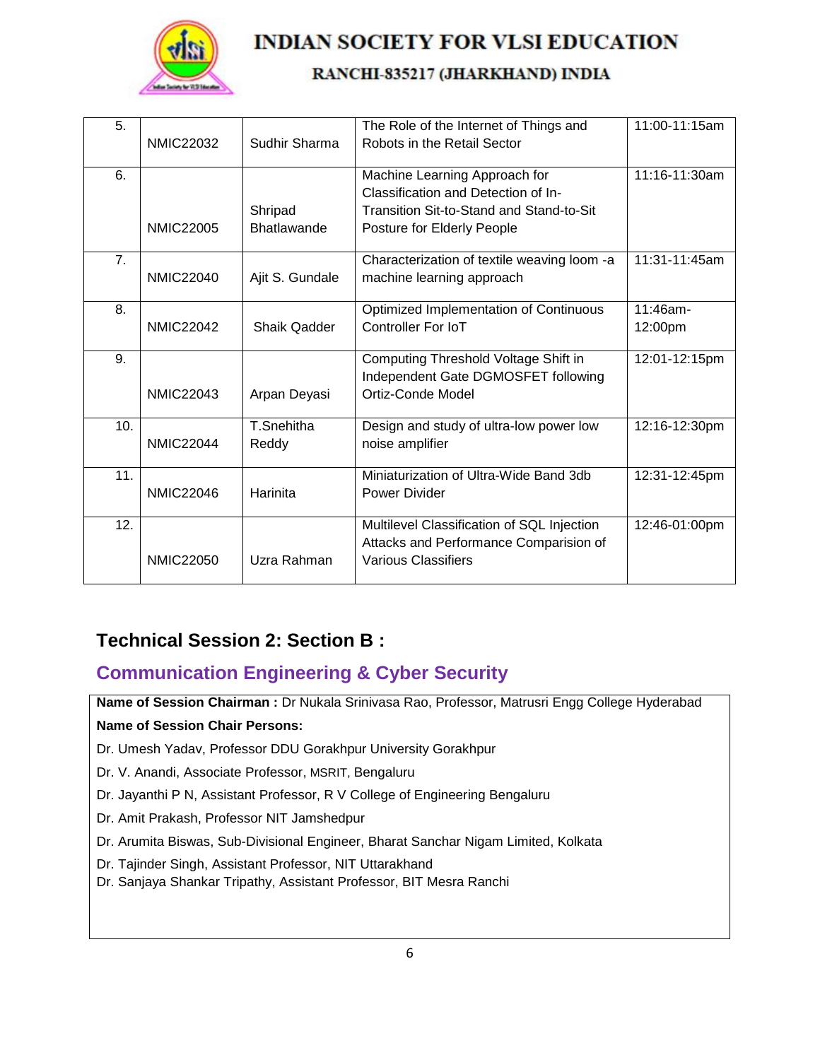| 5. | NMIC22032 | Sudhir Sharma | The Role of the Internet of Things and Robots in the Retail Sector | 11:00-11:15am |
|---|---|---|---|---|
| 6. | NMIC22005 | Shripad Bhatlawande | Machine Learning Approach for Classification and Detection of In-Transition Sit-to-Stand and Stand-to-Sit Posture for Elderly People | 11:16-11:30am |
| 7. | NMIC22040 | Ajit S. Gundale | Characterization of textile weaving loom -a machine learning approach | 11:31-11:45am |
| 8. | NMIC22042 | Shaik Qadder | Optimized Implementation of Continuous Controller For IoT | 11:46am-12:00pm |
| 9. | NMIC22043 | Arpan Deyasi | Computing Threshold Voltage Shift in Independent Gate DGMOSFET following Ortiz-Conde Model | 12:01-12:15pm |
| 10. | NMIC22044 | T.Snehitha Reddy | Design and study of ultra-low power low noise amplifier | 12:16-12:30pm |
| 11. | NMIC22046 | Harinita | Miniaturization of Ultra-Wide Band 3db Power Divider | 12:31-12:45pm |
| 12. | NMIC22050 | Uzra Rahman | Multilevel Classification of SQL Injection Attacks and Performance Comparision of Various Classifiers | 12:46-01:00pm |

## Technical Session 2: Section B :

## Communication Engineering & Cyber Security

**Name of Session Chairman :** Dr Nukala Srinivasa Rao, Professor, Matrusri Engg College Hyderabad

**Name of Session Chair Persons:**

Dr. Umesh Yadav, Professor DDU Gorakhpur University Gorakhpur

Dr. V. Anandi, Associate Professor, MSRIT, Bengaluru

Dr. Jayanthi P N, Assistant Professor, R V College of Engineering Bengaluru

Dr. Amit Prakash, Professor NIT Jamshedpur

Dr. Arumita Biswas, Sub-Divisional Engineer, Bharat Sanchar Nigam Limited, Kolkata

Dr. Tajinder Singh, Assistant Professor, NIT Uttarakhand

Dr. Sanjaya Shankar Tripathy, Assistant Professor, BIT Mesra Ranchi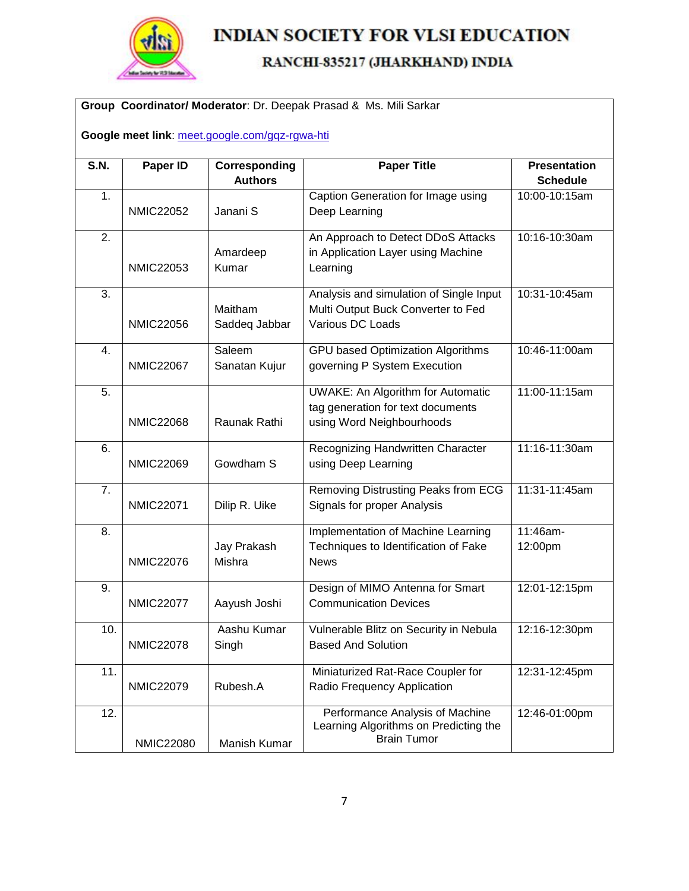# INDIAN SOCIETY FOR VLSI EDUCATION

## RANCHI-835217 (JHARKHAND) INDIA

**Group Coordinator/ Moderator**: Dr. Deepak Prasad & Ms. Mili Sarkar

**Google meet link**: meet.google.com/gqz-rgwa-hti

| S.N. | Paper ID | Corresponding Authors | Paper Title | Presentation Schedule |
|---|---|---|---|---|
| 1. | NMIC22052 | Janani S | Caption Generation for Image using Deep Learning | 10:00-10:15am |
| 2. | NMIC22053 | Amardeep Kumar | An Approach to Detect DDoS Attacks in Application Layer using Machine Learning | 10:16-10:30am |
| 3. | NMIC22056 | Maitham Saddeq Jabbar | Analysis and simulation of Single Input Multi Output Buck Converter to Fed Various DC Loads | 10:31-10:45am |
| 4. | NMIC22067 | Saleem Sanatan Kujur | GPU based Optimization Algorithms governing P System Execution | 10:46-11:00am |
| 5. | NMIC22068 | Raunak Rathi | UWAKE: An Algorithm for Automatic tag generation for text documents using Word Neighbourhoods | 11:00-11:15am |
| 6. | NMIC22069 | Gowdham S | Recognizing Handwritten Character using Deep Learning | 11:16-11:30am |
| 7. | NMIC22071 | Dilip R. Uike | Removing Distrusting Peaks from ECG Signals for proper Analysis | 11:31-11:45am |
| 8. | NMIC22076 | Jay Prakash Mishra | Implementation of Machine Learning Techniques to Identification of Fake News | 11:46am-12:00pm |
| 9. | NMIC22077 | Aayush Joshi | Design of MIMO Antenna for Smart Communication Devices | 12:01-12:15pm |
| 10. | NMIC22078 | Aashu Kumar Singh | Vulnerable Blitz on Security in Nebula Based And Solution | 12:16-12:30pm |
| 11. | NMIC22079 | Rubesh.A | Miniaturized Rat-Race Coupler for Radio Frequency Application | 12:31-12:45pm |
| 12. | NMIC22080 | Manish Kumar | Performance Analysis of Machine Learning Algorithms on Predicting the Brain Tumor | 12:46-01:00pm |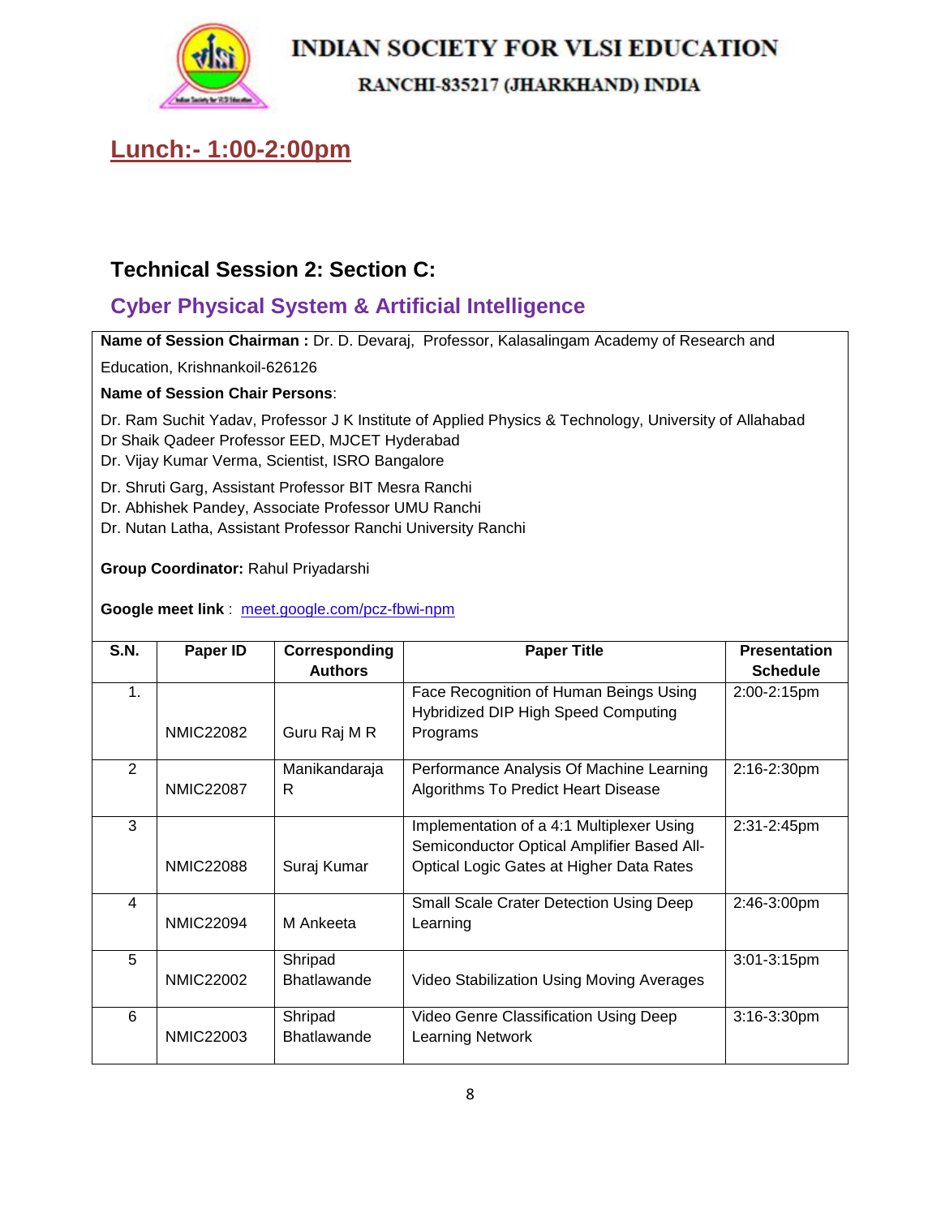## Lunch:- 1:00-2:00pm

### Technical Session 2: Section C:

### Cyber Physical System & Artificial Intelligence

**Name of Session Chairman :** Dr. D. Devaraj, Professor, Kalasalingam Academy of Research and Education, Krishnankoil-626126

**Name of Session Chair Persons**:

Dr. Ram Suchit Yadav, Professor J K Institute of Applied Physics & Technology, University of Allahabad
Dr Shaik Qadeer Professor EED, MJCET Hyderabad
Dr. Vijay Kumar Verma, Scientist, ISRO Bangalore

Dr. Shruti Garg, Assistant Professor BIT Mesra Ranchi
Dr. Abhishek Pandey, Associate Professor UMU Ranchi
Dr. Nutan Latha, Assistant Professor Ranchi University Ranchi

**Group Coordinator:** Rahul Priyadarshi

**Google meet link** : meet.google.com/pcz-fbwi-npm

| S.N. | Paper ID | Corresponding Authors | Paper Title | Presentation Schedule |
|---|---|---|---|---|
| 1. | NMIC22082 | Guru Raj M R | Face Recognition of Human Beings Using Hybridized DIP High Speed Computing Programs | 2:00-2:15pm |
| 2 | NMIC22087 | Manikandaraja R | Performance Analysis Of Machine Learning Algorithms To Predict Heart Disease | 2:16-2:30pm |
| 3 | NMIC22088 | Suraj Kumar | Implementation of a 4:1 Multiplexer Using Semiconductor Optical Amplifier Based All-Optical Logic Gates at Higher Data Rates | 2:31-2:45pm |
| 4 | NMIC22094 | M Ankeeta | Small Scale Crater Detection Using Deep Learning | 2:46-3:00pm |
| 5 | NMIC22002 | Shripad Bhatlawande | Video Stabilization Using Moving Averages | 3:01-3:15pm |
| 6 | NMIC22003 | Shripad Bhatlawande | Video Genre Classification Using Deep Learning Network | 3:16-3:30pm |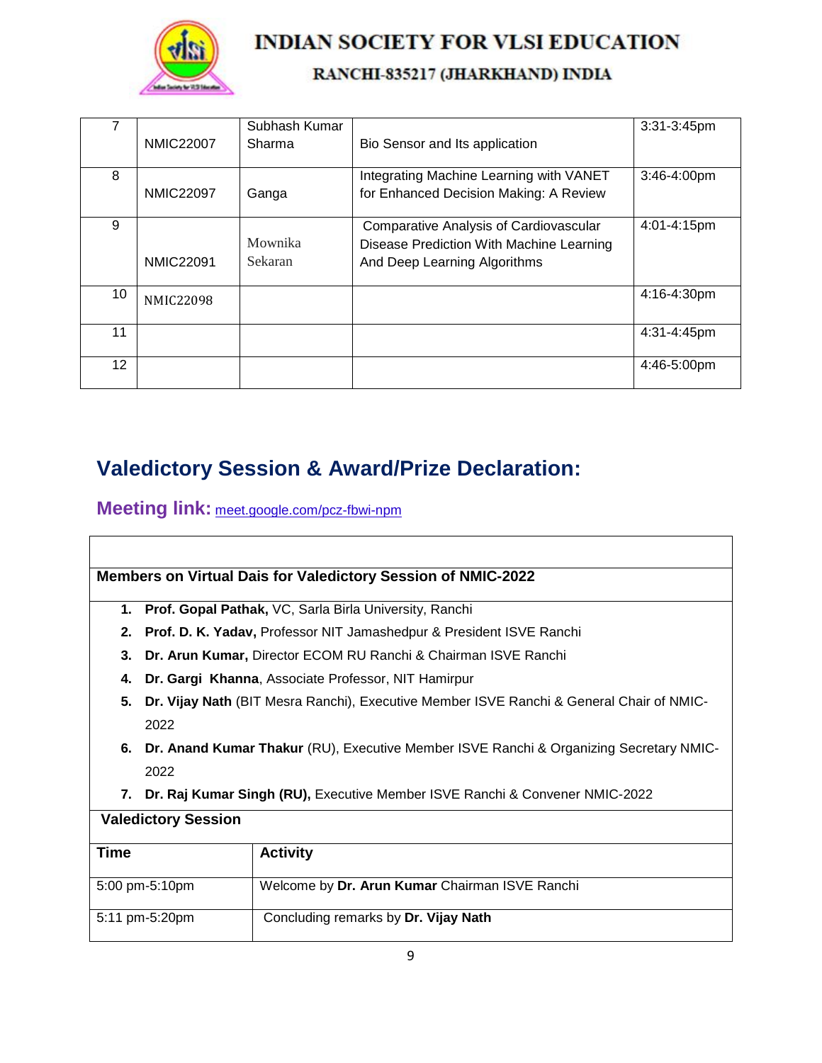| 7 | NMIC22007 | Subhash Kumar Sharma | Bio Sensor and Its application | 3:31-3:45pm |
|---|---|---|---|---|
| 8 | NMIC22097 | Ganga | Integrating Machine Learning with VANET for Enhanced Decision Making: A Review | 3:46-4:00pm |
| 9 | NMIC22091 | Mownika Sekaran | Comparative Analysis of Cardiovascular Disease Prediction With Machine Learning And Deep Learning Algorithms | 4:01-4:15pm |
| 10 | NMIC22098 | | | 4:16-4:30pm |
| 11 | | | | 4:31-4:45pm |
| 12 | | | | 4:46-5:00pm |

## Valedictory Session & Award/Prize Declaration:

**Meeting link:** meet.google.com/pcz-fbwi-npm

**Members on Virtual Dais for Valedictory Session of NMIC-2022**

1. **Prof. Gopal Pathak,** VC, Sarla Birla University, Ranchi
2. **Prof. D. K. Yadav,** Professor NIT Jamashedpur & President ISVE Ranchi
3. **Dr. Arun Kumar,** Director ECOM RU Ranchi & Chairman ISVE Ranchi
4. **Dr. Gargi Khanna**, Associate Professor, NIT Hamirpur
5. **Dr. Vijay Nath** (BIT Mesra Ranchi), Executive Member ISVE Ranchi & General Chair of NMIC-2022
6. **Dr. Anand Kumar Thakur** (RU), Executive Member ISVE Ranchi & Organizing Secretary NMIC-2022
7. **Dr. Raj Kumar Singh (RU),** Executive Member ISVE Ranchi & Convener NMIC-2022

**Valedictory Session**

| Time | Activity |
|---|---|
| 5:00 pm-5:10pm | Welcome by **Dr. Arun Kumar** Chairman ISVE Ranchi |
| 5:11 pm-5:20pm | Concluding remarks by **Dr. Vijay Nath** |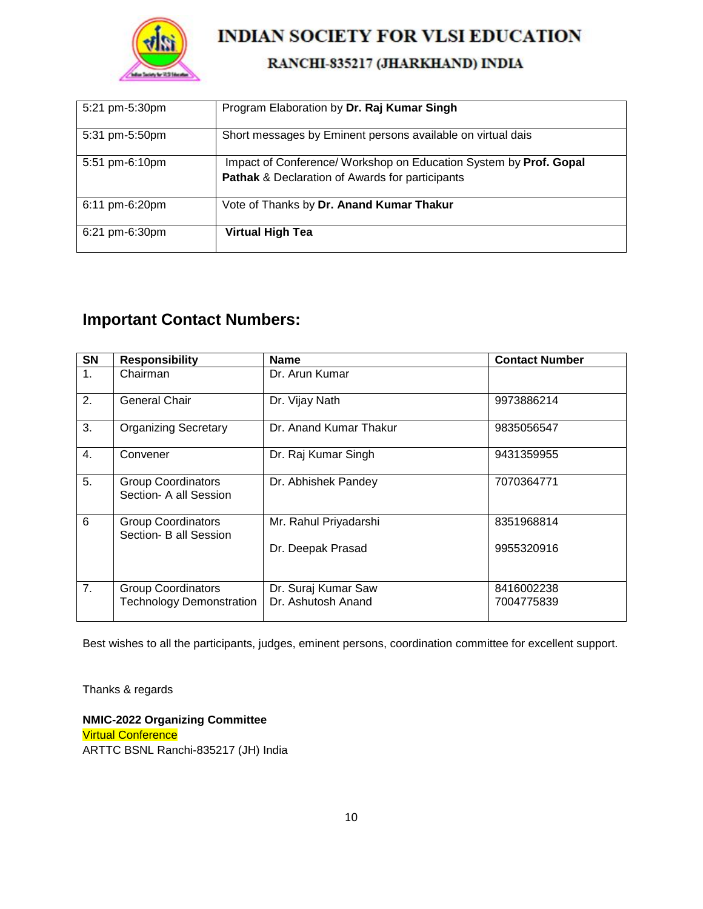| | |
|---|---|
| 5:21 pm-5:30pm | Program Elaboration by **Dr. Raj Kumar Singh** |
| 5:31 pm-5:50pm | Short messages by Eminent persons available on virtual dais |
| 5:51 pm-6:10pm | Impact of Conference/ Workshop on Education System by **Prof. Gopal Pathak** & Declaration of Awards for participants |
| 6:11 pm-6:20pm | Vote of Thanks by **Dr. Anand Kumar Thakur** |
| 6:21 pm-6:30pm | **Virtual High Tea** |

## Important Contact Numbers:

| SN | Responsibility | Name | Contact Number |
|---|---|---|---|
| 1. | Chairman | Dr. Arun Kumar | |
| 2. | General Chair | Dr. Vijay Nath | 9973886214 |
| 3. | Organizing Secretary | Dr. Anand Kumar Thakur | 9835056547 |
| 4. | Convener | Dr. Raj Kumar Singh | 9431359955 |
| 5. | Group Coordinators Section- A all Session | Dr. Abhishek Pandey | 7070364771 |
| 6 | Group Coordinators Section- B all Session | Mr. Rahul Priyadarshi<br>Dr. Deepak Prasad | 8351968814<br>9955320916 |
| 7. | Group Coordinators Technology Demonstration | Dr. Suraj Kumar Saw<br>Dr. Ashutosh Anand | 8416002238<br>7004775839 |

Best wishes to all the participants, judges, eminent persons, coordination committee for excellent support.

Thanks & regards

**NMIC-2022 Organizing Committee**
Virtual Conference
ARTTC BSNL Ranchi-835217 (JH) India